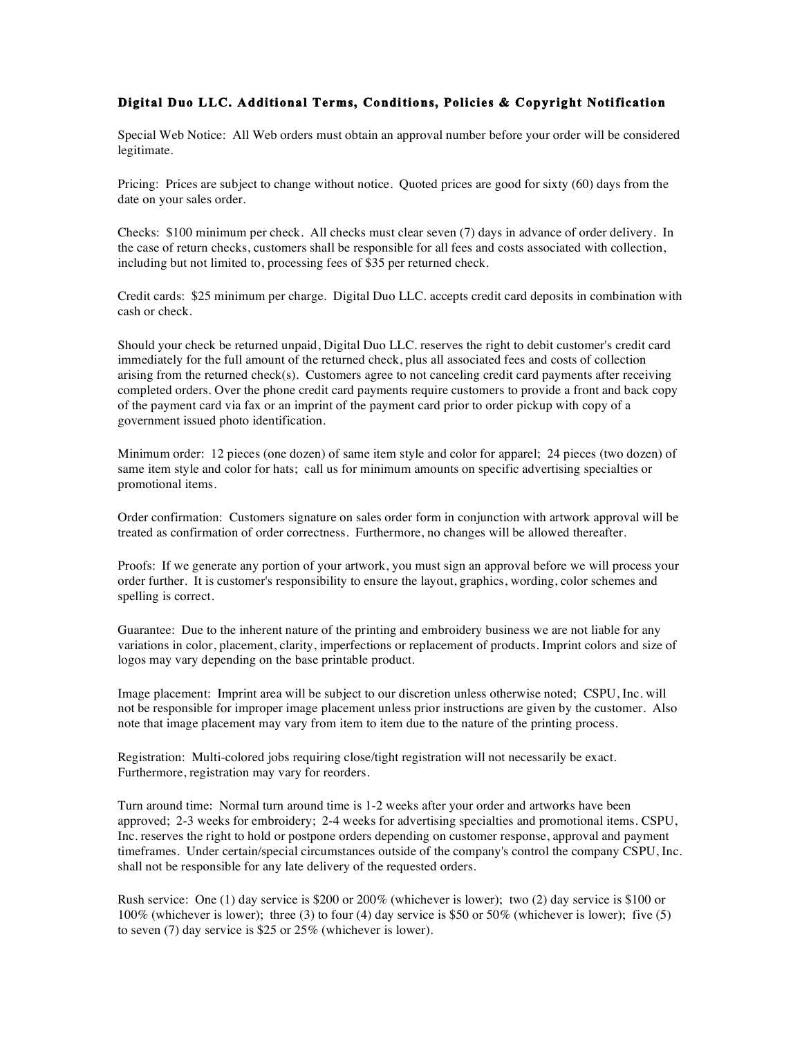# Digital Duo LLC. Additional Terms, Conditions, Policies & Copyright Notification

Special Web Notice: All Web orders must obtain an approval number before your order will be considered legitimate.

Pricing: Prices are subject to change without notice. Quoted prices are good for sixty (60) days from the date on your sales order.

Checks: $100 minimum per check. All checks must clear seven (7) days in advance of order delivery. In the case of return checks, customers shall be responsible for all fees and costs associated with collection, including but not limited to, processing fees of $35 per returned check.

Credit cards: $25 minimum per charge. Digital Duo LLC. accepts credit card deposits in combination with cash or check.

Should your check be returned unpaid, Digital Duo LLC. reserves the right to debit customer's credit card immediately for the full amount of the returned check, plus all associated fees and costs of collection arising from the returned check(s). Customers agree to not canceling credit card payments after receiving completed orders. Over the phone credit card payments require customers to provide a front and back copy of the payment card via fax or an imprint of the payment card prior to order pickup with copy of a government issued photo identification.

Minimum order: 12 pieces (one dozen) of same item style and color for apparel; 24 pieces (two dozen) of same item style and color for hats; call us for minimum amounts on specific advertising specialties or promotional items.

Order confirmation: Customers signature on sales order form in conjunction with artwork approval will be treated as confirmation of order correctness. Furthermore, no changes will be allowed thereafter.

Proofs: If we generate any portion of your artwork, you must sign an approval before we will process your order further. It is customer's responsibility to ensure the layout, graphics, wording, color schemes and spelling is correct.

Guarantee: Due to the inherent nature of the printing and embroidery business we are not liable for any variations in color, placement, clarity, imperfections or replacement of products. Imprint colors and size of logos may vary depending on the base printable product.

Image placement: Imprint area will be subject to our discretion unless otherwise noted; CSPU, Inc. will not be responsible for improper image placement unless prior instructions are given by the customer. Also note that image placement may vary from item to item due to the nature of the printing process.

Registration: Multi-colored jobs requiring close/tight registration will not necessarily be exact. Furthermore, registration may vary for reorders.

Turn around time: Normal turn around time is 1-2 weeks after your order and artworks have been approved; 2-3 weeks for embroidery; 2-4 weeks for advertising specialties and promotional items. CSPU, Inc. reserves the right to hold or postpone orders depending on customer response, approval and payment timeframes. Under certain/special circumstances outside of the company's control the company CSPU, Inc. shall not be responsible for any late delivery of the requested orders.

Rush service: One (1) day service is $200 or 200% (whichever is lower); two (2) day service is $100 or 100% (whichever is lower); three (3) to four (4) day service is $50 or 50% (whichever is lower); five (5) to seven (7) day service is $25 or 25% (whichever is lower).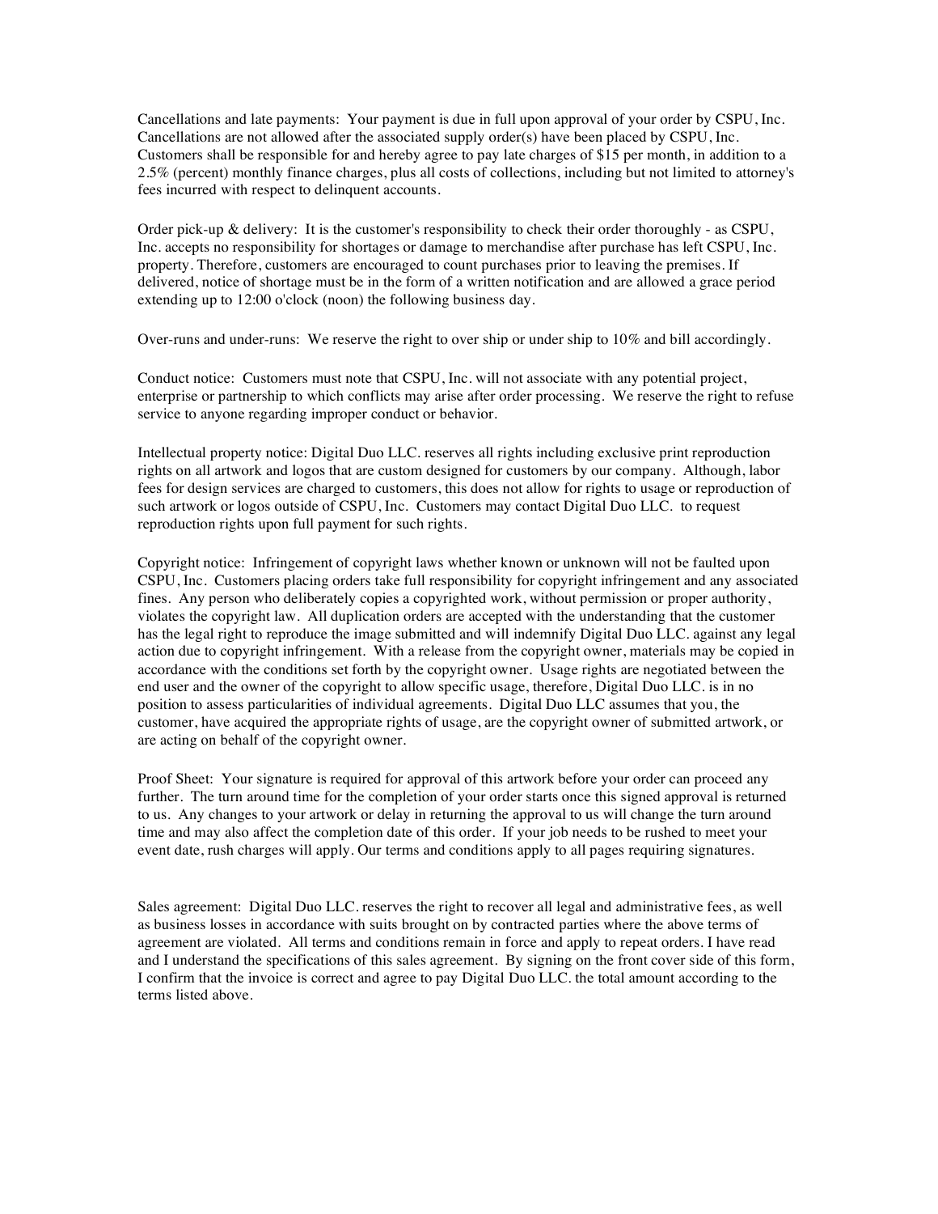Cancellations and late payments: Your payment is due in full upon approval of your order by CSPU, Inc. Cancellations are not allowed after the associated supply order(s) have been placed by CSPU, Inc. Customers shall be responsible for and hereby agree to pay late charges of $15 per month, in addition to a 2.5% (percent) monthly finance charges, plus all costs of collections, including but not limited to attorney's fees incurred with respect to delinquent accounts.

Order pick-up & delivery: It is the customer's responsibility to check their order thoroughly - as CSPU, Inc. accepts no responsibility for shortages or damage to merchandise after purchase has left CSPU, Inc. property. Therefore, customers are encouraged to count purchases prior to leaving the premises. If delivered, notice of shortage must be in the form of a written notification and are allowed a grace period extending up to 12:00 o'clock (noon) the following business day.

Over-runs and under-runs: We reserve the right to over ship or under ship to 10% and bill accordingly.

Conduct notice: Customers must note that CSPU, Inc. will not associate with any potential project, enterprise or partnership to which conflicts may arise after order processing. We reserve the right to refuse service to anyone regarding improper conduct or behavior.

Intellectual property notice: Digital Duo LLC. reserves all rights including exclusive print reproduction rights on all artwork and logos that are custom designed for customers by our company. Although, labor fees for design services are charged to customers, this does not allow for rights to usage or reproduction of such artwork or logos outside of CSPU, Inc. Customers may contact Digital Duo LLC. to request reproduction rights upon full payment for such rights.

Copyright notice: Infringement of copyright laws whether known or unknown will not be faulted upon CSPU, Inc. Customers placing orders take full responsibility for copyright infringement and any associated fines. Any person who deliberately copies a copyrighted work, without permission or proper authority, violates the copyright law. All duplication orders are accepted with the understanding that the customer has the legal right to reproduce the image submitted and will indemnify Digital Duo LLC. against any legal action due to copyright infringement. With a release from the copyright owner, materials may be copied in accordance with the conditions set forth by the copyright owner. Usage rights are negotiated between the end user and the owner of the copyright to allow specific usage, therefore, Digital Duo LLC. is in no position to assess particularities of individual agreements. Digital Duo LLC assumes that you, the customer, have acquired the appropriate rights of usage, are the copyright owner of submitted artwork, or are acting on behalf of the copyright owner.

Proof Sheet: Your signature is required for approval of this artwork before your order can proceed any further. The turn around time for the completion of your order starts once this signed approval is returned to us. Any changes to your artwork or delay in returning the approval to us will change the turn around time and may also affect the completion date of this order. If your job needs to be rushed to meet your event date, rush charges will apply. Our terms and conditions apply to all pages requiring signatures.

Sales agreement: Digital Duo LLC. reserves the right to recover all legal and administrative fees, as well as business losses in accordance with suits brought on by contracted parties where the above terms of agreement are violated. All terms and conditions remain in force and apply to repeat orders. I have read and I understand the specifications of this sales agreement. By signing on the front cover side of this form, I confirm that the invoice is correct and agree to pay Digital Duo LLC. the total amount according to the terms listed above.